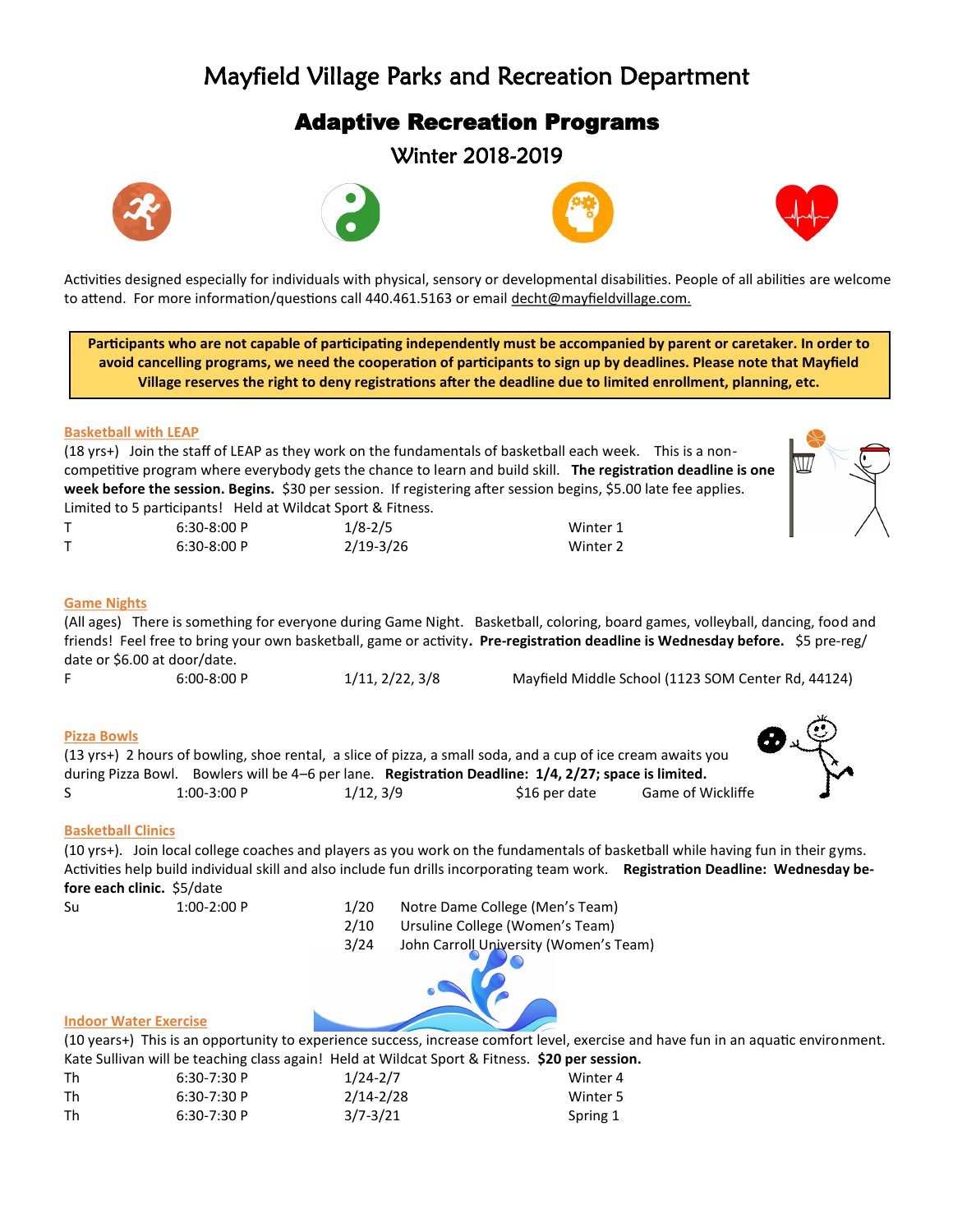# Mayfield Village Parks and Recreation Department

## Adaptive Recreation Programs

### Winter 2018-2019

Activities designed especially for individuals with physical, sensory or developmental disabilities. People of all abilities are welcome to attend. For more information/questions call 440.461.5163 or email decht@mayfieldvillage.com.

**Participants who are not capable of participating independently must be accompanied by parent or caretaker. In order to avoid cancelling programs, we need the cooperation of participants to sign up by deadlines. Please note that Mayfield Village reserves the right to deny registrations after the deadline due to limited enrollment, planning, etc.**

### Basketball with LEAP

(18 yrs+) Join the staff of LEAP as they work on the fundamentals of basketball each week. This is a non-competitive program where everybody gets the chance to learn and build skill. **The registration deadline is one week before the session. Begins.** $30 per session. If registering after session begins, $5.00 late fee applies. Limited to 5 participants! Held at Wildcat Sport & Fitness.

| | | | |
|---|---|---|---|
| T | 6:30-8:00 P | 1/8-2/5 | Winter 1 |
| T | 6:30-8:00 P | 2/19-3/26 | Winter 2 |

### Game Nights

(All ages) There is something for everyone during Game Night. Basketball, coloring, board games, volleyball, dancing, food and friends! Feel free to bring your own basketball, game or activity**. Pre-registration deadline is Wednesday before.** $5 pre-reg/date or $6.00 at door/date.

| | | | |
|---|---|---|---|
| F | 6:00-8:00 P | 1/11, 2/22, 3/8 | Mayfield Middle School (1123 SOM Center Rd, 44124) |

### Pizza Bowls

(13 yrs+) 2 hours of bowling, shoe rental, a slice of pizza, a small soda, and a cup of ice cream awaits you during Pizza Bowl. Bowlers will be 4–6 per lane. **Registration Deadline: 1/4, 2/27; space is limited.**

| | | | | |
|---|---|---|---|---|
| S | 1:00-3:00 P | 1/12, 3/9 | $16 per date | Game of Wickliffe |

### Basketball Clinics

(10 yrs+). Join local college coaches and players as you work on the fundamentals of basketball while having fun in their gyms. Activities help build individual skill and also include fun drills incorporating team work. **Registration Deadline: Wednesday before each clinic.** $5/date

| | | | |
|---|---|---|---|
| Su | 1:00-2:00 P | 1/20 | Notre Dame College (Men's Team) |
| | | 2/10 | Ursuline College (Women's Team) |
| | | 3/24 | John Carroll University (Women's Team) |

### Indoor Water Exercise

(10 years+) This is an opportunity to experience success, increase comfort level, exercise and have fun in an aquatic environment. Kate Sullivan will be teaching class again! Held at Wildcat Sport & Fitness. **$20 per session.**

| | | | |
|---|---|---|---|
| Th | 6:30-7:30 P | 1/24-2/7 | Winter 4 |
| Th | 6:30-7:30 P | 2/14-2/28 | Winter 5 |
| Th | 6:30-7:30 P | 3/7-3/21 | Spring 1 |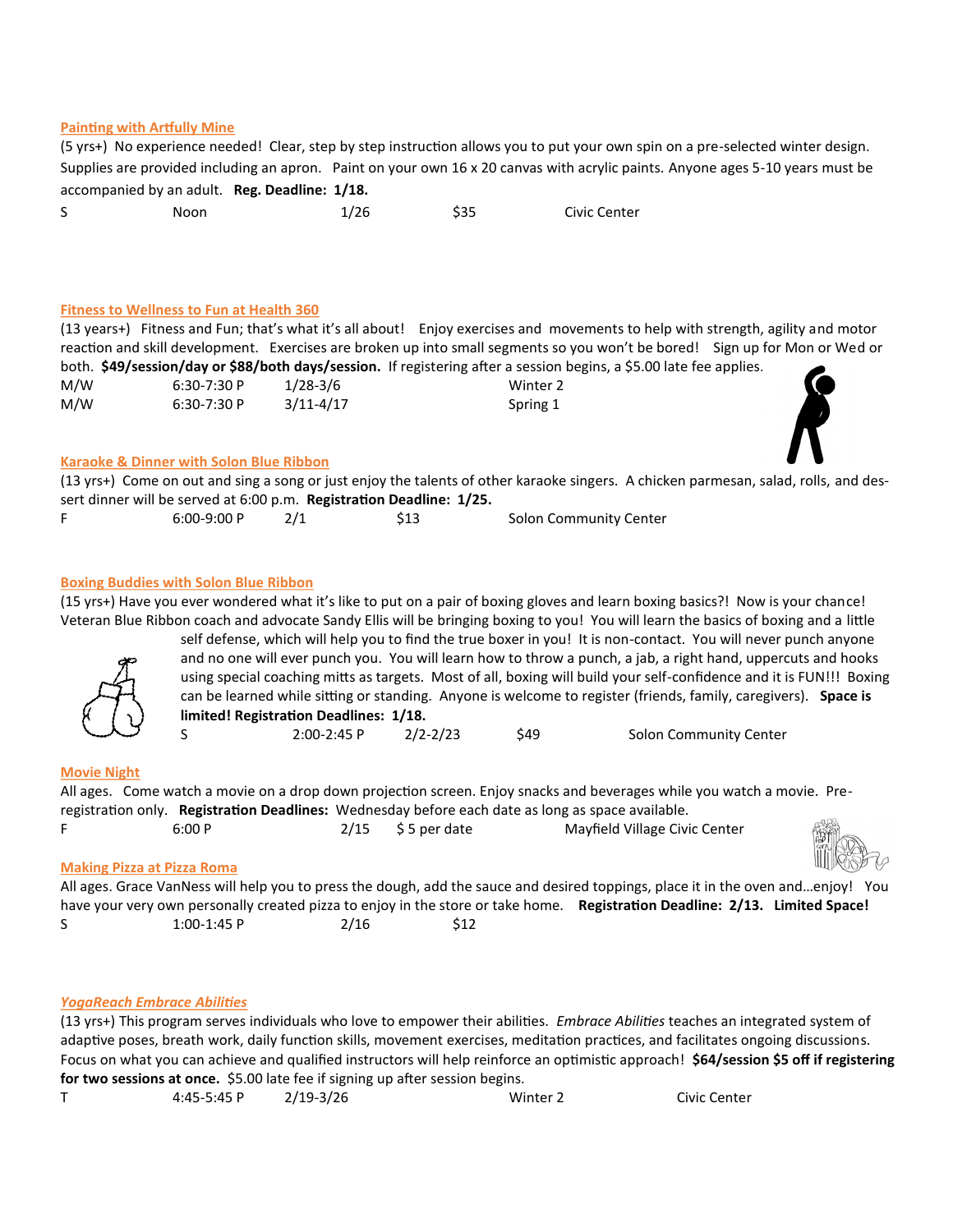### Painting with Artfully Mine

(5 yrs+) No experience needed! Clear, step by step instruction allows you to put your own spin on a pre-selected winter design. Supplies are provided including an apron. Paint on your own 16 x 20 canvas with acrylic paints. Anyone ages 5-10 years must be accompanied by an adult. **Reg. Deadline: 1/18.**

| | | | | |
|---|---|---|---|---|
| S | Noon | 1/26 | $35 | Civic Center |

### Fitness to Wellness to Fun at Health 360

(13 years+) Fitness and Fun; that's what it's all about! Enjoy exercises and movements to help with strength, agility and motor reaction and skill development. Exercises are broken up into small segments so you won't be bored! Sign up for Mon or Wed or both. **$49/session/day or $88/both days/session.** If registering after a session begins, a $5.00 late fee applies.

| | | | |
|---|---|---|---|
| M/W | 6:30-7:30 P | 1/28-3/6 | Winter 2 |
| M/W | 6:30-7:30 P | 3/11-4/17 | Spring 1 |

### Karaoke & Dinner with Solon Blue Ribbon

(13 yrs+) Come on out and sing a song or just enjoy the talents of other karaoke singers. A chicken parmesan, salad, rolls, and dessert dinner will be served at 6:00 p.m. **Registration Deadline: 1/25.**

| | | | | |
|---|---|---|---|---|
| F | 6:00-9:00 P | 2/1 | $13 | Solon Community Center |

### Boxing Buddies with Solon Blue Ribbon

(15 yrs+) Have you ever wondered what it's like to put on a pair of boxing gloves and learn boxing basics?! Now is your chance! Veteran Blue Ribbon coach and advocate Sandy Ellis will be bringing boxing to you! You will learn the basics of boxing and a little self defense, which will help you to find the true boxer in you! It is non-contact. You will never punch anyone and no one will ever punch you. You will learn how to throw a punch, a jab, a right hand, uppercuts and hooks using special coaching mitts as targets. Most of all, boxing will build your self-confidence and it is FUN!!! Boxing can be learned while sitting or standing. Anyone is welcome to register (friends, family, caregivers). **Space is limited! Registration Deadlines: 1/18.**

| | | | | |
|---|---|---|---|---|
| S | 2:00-2:45 P | 2/2-2/23 | $49 | Solon Community Center |

### Movie Night

All ages. Come watch a movie on a drop down projection screen. Enjoy snacks and beverages while you watch a movie. Pre-registration only. **Registration Deadlines:** Wednesday before each date as long as space available.

| | | | | |
|---|---|---|---|---|
| F | 6:00 P | 2/15 | $ 5 per date | Mayfield Village Civic Center |

### Making Pizza at Pizza Roma

All ages. Grace VanNess will help you to press the dough, add the sauce and desired toppings, place it in the oven and…enjoy! You have your very own personally created pizza to enjoy in the store or take home. **Registration Deadline: 2/13. Limited Space!**

| | | | |
|---|---|---|---|
| S | 1:00-1:45 P | 2/16 | $12 |

### *YogaReach Embrace Abilities*

(13 yrs+) This program serves individuals who love to empower their abilities. *Embrace Abilities* teaches an integrated system of adaptive poses, breath work, daily function skills, movement exercises, meditation practices, and facilitates ongoing discussions. Focus on what you can achieve and qualified instructors will help reinforce an optimistic approach! **$64/session $5 off if registering for two sessions at once.** $5.00 late fee if signing up after session begins.

| | | | | |
|---|---|---|---|---|
| T | 4:45-5:45 P | 2/19-3/26 | Winter 2 | Civic Center |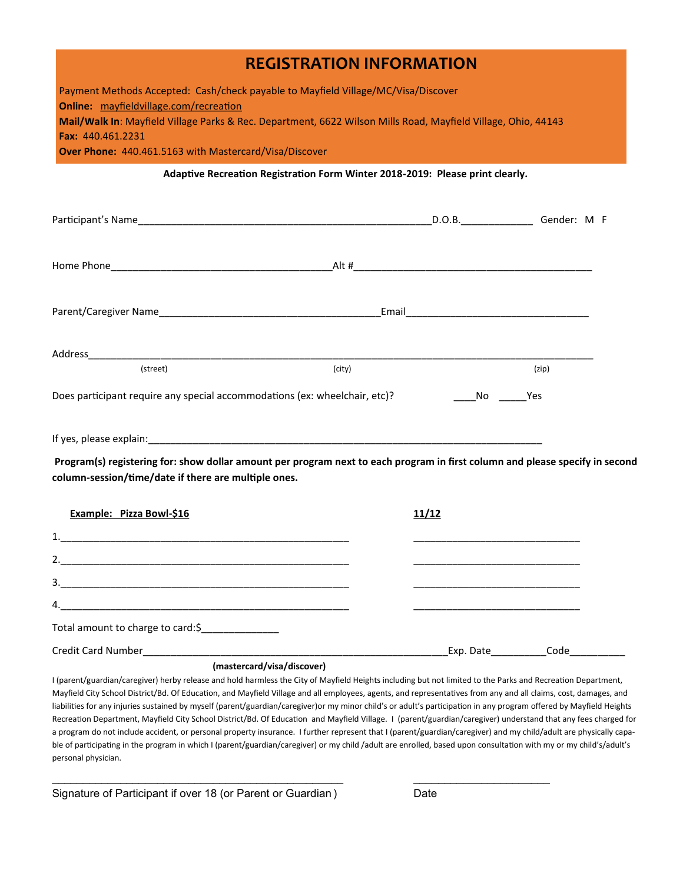# REGISTRATION INFORMATION

Payment Methods Accepted: Cash/check payable to Mayfield Village/MC/Visa/Discover

**Online:** mayfieldvillage.com/recreation

**Mail/Walk In**: Mayfield Village Parks & Rec. Department, 6622 Wilson Mills Road, Mayfield Village, Ohio, 44143

**Fax:** 440.461.2231

**Over Phone:** 440.461.5163 with Mastercard/Visa/Discover

**Adaptive Recreation Registration Form Winter 2018-2019: Please print clearly.**

Participant's Name_______________________________________________________D.O.B.____________ Gender: M F

Home Phone_________________________________________Alt #____________________________________________

Parent/Caregiver Name_________________________________________Email__________________________________

Address________________________________________________________________________________________

(street) (city) (zip)

Does participant require any special accommodations (ex: wheelchair, etc)? ____No _____Yes

If yes, please explain:__________________________________________________________________________

**Program(s) registering for: show dollar amount per program next to each program in first column and please specify in second column-session/time/date if there are multiple ones.**

**Example: Pizza Bowl-$16** **11/12**

1.____________________________________________________ ______________________________

2.____________________________________________________ ______________________________

3.____________________________________________________ ______________________________

4.____________________________________________________ ______________________________

Total amount to charge to card:$______________

Credit Card Number________________________________________________________Exp. Date__________Code__________

**(mastercard/visa/discover)**

I (parent/guardian/caregiver) herby release and hold harmless the City of Mayfield Heights including but not limited to the Parks and Recreation Department, Mayfield City School District/Bd. Of Education, and Mayfield Village and all employees, agents, and representatives from any and all claims, cost, damages, and liabilities for any injuries sustained by myself (parent/guardian/caregiver)or my minor child's or adult's participation in any program offered by Mayfield Heights Recreation Department, Mayfield City School District/Bd. Of Education and Mayfield Village. I (parent/guardian/caregiver) understand that any fees charged for a program do not include accident, or personal property insurance. I further represent that I (parent/guardian/caregiver) and my child/adult are physically capable of participating in the program in which I (parent/guardian/caregiver) or my child /adult are enrolled, based upon consultation with my or my child's/adult's personal physician.

_________________________________________________ ________________________

Signature of Participant if over 18 (or Parent or Guardian ) Date